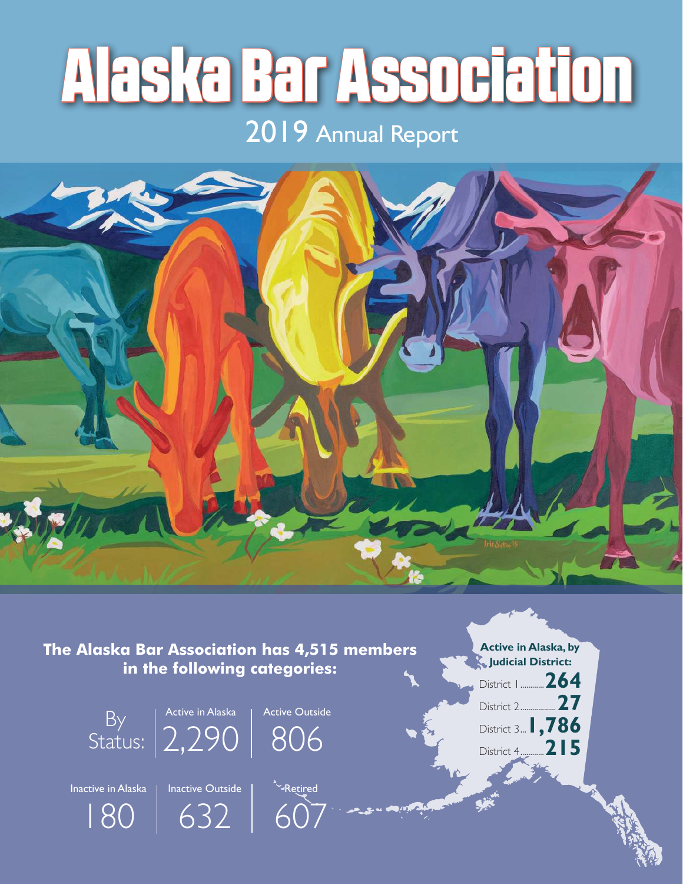# Alaska Bar Association

## 2019 Annual Report

**The Alaska Bar Association has 4,515 members in the following categories:**

By Status:

| Active in Alaska | Active Outside |
|---|---|
| 2,290 | 806 |

| Inactive in Alaska | Inactive Outside | Retired |
|---|---|---|
| 180 | 632 | 607 |

**Active in Alaska, by Judicial District:**

District 1 ........... **264**
District 2 ................. **27**
District 3 ... **1,786**
District 4 ........... **215**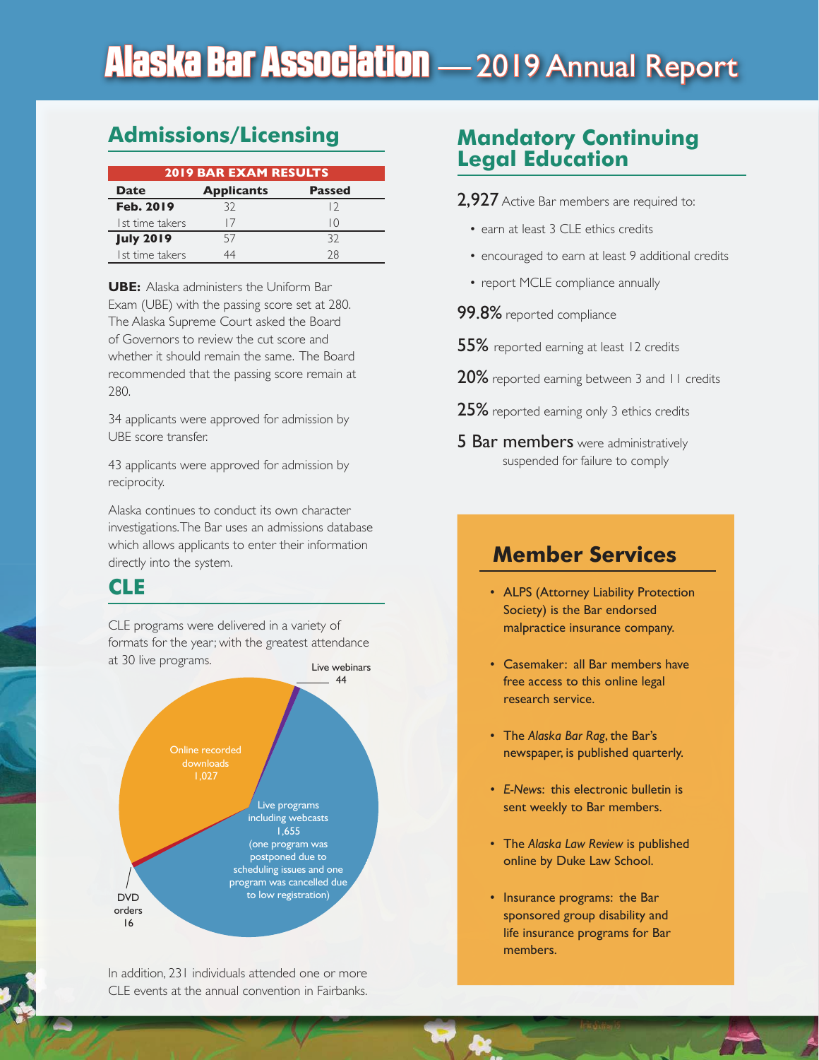# Alaska Bar Association — 2019 Annual Report

## Admissions/Licensing

| 2019 BAR EXAM RESULTS | | |
|---|---|---|
| **Date** | **Applicants** | **Passed** |
| **Feb. 2019** | 32 | 12 |
| 1st time takers | 17 | 10 |
| **July 2019** | 57 | 32 |
| 1st time takers | 44 | 28 |

**UBE:** Alaska administers the Uniform Bar Exam (UBE) with the passing score set at 280. The Alaska Supreme Court asked the Board of Governors to review the cut score and whether it should remain the same. The Board recommended that the passing score remain at 280.

34 applicants were approved for admission by UBE score transfer.

43 applicants were approved for admission by reciprocity.

Alaska continues to conduct its own character investigations. The Bar uses an admissions database which allows applicants to enter their information directly into the system.

## CLE

CLE programs were delivered in a variety of formats for the year; with the greatest attendance at 30 live programs.

- Live webinars: 44
- Online recorded downloads: 1,027
- Live programs including webcasts: 1,655 (one program was postponed due to scheduling issues and one program was cancelled due to low registration)
- DVD orders: 16

In addition, 231 individuals attended one or more CLE events at the annual convention in Fairbanks.

## Mandatory Continuing Legal Education

**2,927** Active Bar members are required to:

- earn at least 3 CLE ethics credits
- encouraged to earn at least 9 additional credits
- report MCLE compliance annually

**99.8%** reported compliance

**55%** reported earning at least 12 credits

**20%** reported earning between 3 and 11 credits

**25%** reported earning only 3 ethics credits

**5 Bar members** were administratively suspended for failure to comply

## Member Services

- ALPS (Attorney Liability Protection Society) is the Bar endorsed malpractice insurance company.
- Casemaker: all Bar members have free access to this online legal research service.
- The *Alaska Bar Rag*, the Bar's newspaper, is published quarterly.
- *E-News*: this electronic bulletin is sent weekly to Bar members.
- The *Alaska Law Review* is published online by Duke Law School.
- Insurance programs: the Bar sponsored group disability and life insurance programs for Bar members.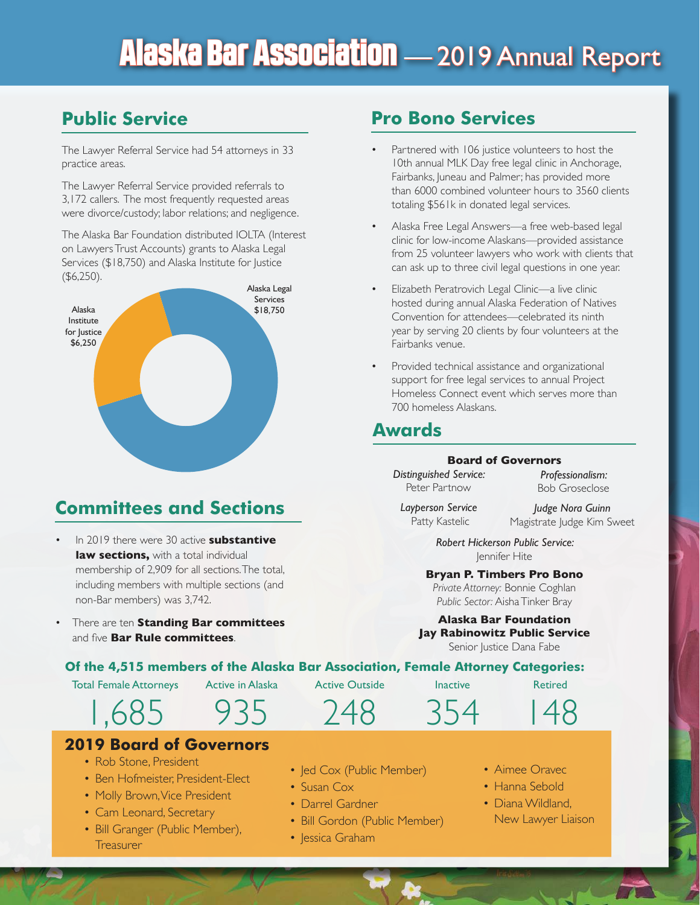# Alaska Bar Association — 2019 Annual Report

## Public Service

The Lawyer Referral Service had 54 attorneys in 33 practice areas.

The Lawyer Referral Service provided referrals to 3,172 callers. The most frequently requested areas were divorce/custody; labor relations; and negligence.

The Alaska Bar Foundation distributed IOLTA (Interest on Lawyers Trust Accounts) grants to Alaska Legal Services ($18,750) and Alaska Institute for Justice ($6,250).

Alaska Legal Services $18,750

Alaska Institute for Justice $6,250

## Committees and Sections

- In 2019 there were 30 active **substantive law sections,** with a total individual membership of 2,909 for all sections. The total, including members with multiple sections (and non-Bar members) was 3,742.
- There are ten **Standing Bar committees** and five **Bar Rule committees**.

## Pro Bono Services

- Partnered with 106 justice volunteers to host the 10th annual MLK Day free legal clinic in Anchorage, Fairbanks, Juneau and Palmer; has provided more than 6000 combined volunteer hours to 3560 clients totaling $561k in donated legal services.
- Alaska Free Legal Answers—a free web-based legal clinic for low-income Alaskans—provided assistance from 25 volunteer lawyers who work with clients that can ask up to three civil legal questions in one year.
- Elizabeth Peratrovich Legal Clinic—a live clinic hosted during annual Alaska Federation of Natives Convention for attendees—celebrated its ninth year by serving 20 clients by four volunteers at the Fairbanks venue.
- Provided technical assistance and organizational support for free legal services to annual Project Homeless Connect event which serves more than 700 homeless Alaskans.

## Awards

**Board of Governors**

*Distinguished Service:* Peter Partnow

*Professionalism:* Bob Groseclose

*Layperson Service* Patty Kastelic

*Judge Nora Guinn* Magistrate Judge Kim Sweet

*Robert Hickerson Public Service:* Jennifer Hite

**Bryan P. Timbers Pro Bono**

*Private Attorney:* Bonnie Coghlan

*Public Sector:* Aisha Tinker Bray

**Alaska Bar Foundation**
**Jay Rabinowitz Public Service**

Senior Justice Dana Fabe

### Of the 4,515 members of the Alaska Bar Association, Female Attorney Categories:

| Total Female Attorneys | Active in Alaska | Active Outside | Inactive | Retired |
|---|---|---|---|---|
| 1,685 | 935 | 248 | 354 | 148 |

## 2019 Board of Governors

- Rob Stone, President
- Ben Hofmeister, President-Elect
- Molly Brown, Vice President
- Cam Leonard, Secretary
- Bill Granger (Public Member), Treasurer
- Jed Cox (Public Member)
- Susan Cox
- Darrel Gardner
- Bill Gordon (Public Member)
- Jessica Graham
- Aimee Oravec
- Hanna Sebold
- Diana Wildland, New Lawyer Liaison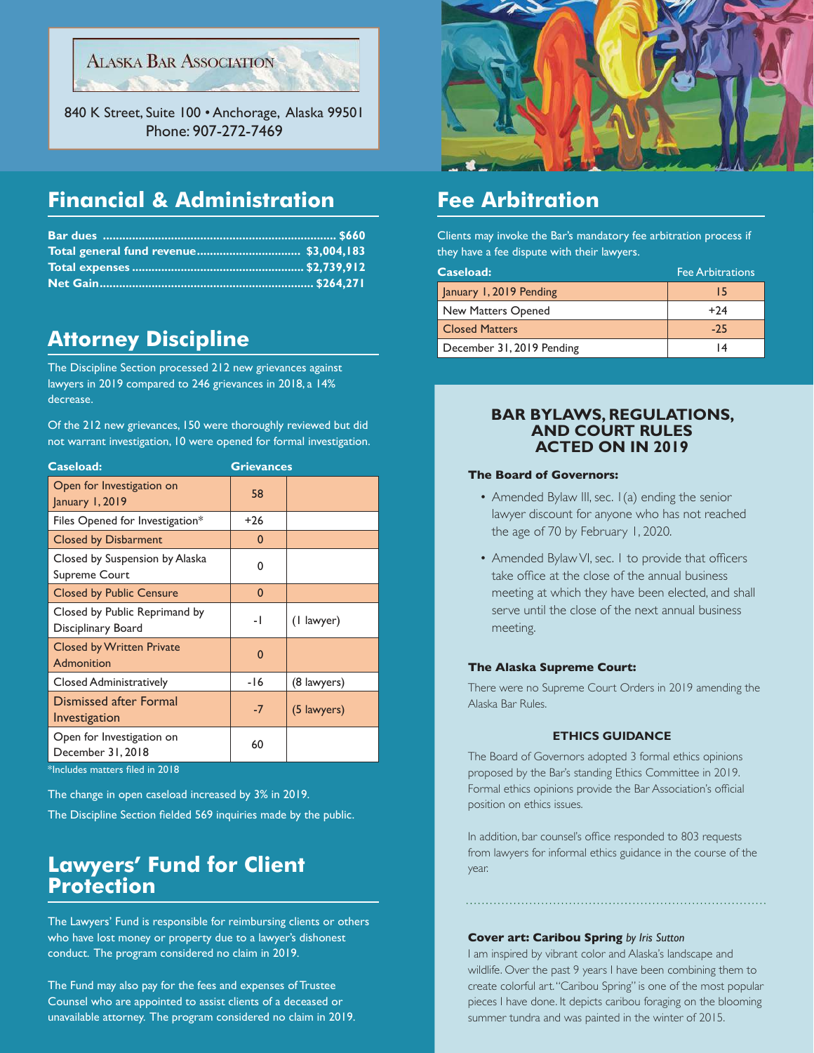ALASKA BAR ASSOCIATION

840 K Street, Suite 100 • Anchorage, Alaska 99501
Phone: 907-272-7469

## Financial & Administration

**Bar dues ........................................................................ $660**
**Total general fund revenue................................ $3,004,183**
**Total expenses .................................................... $2,739,912**
**Net Gain.................................................................. $264,271**

## Attorney Discipline

The Discipline Section processed 212 new grievances against lawyers in 2019 compared to 246 grievances in 2018, a 14% decrease.

Of the 212 new grievances, 150 were thoroughly reviewed but did not warrant investigation, 10 were opened for formal investigation.

| Caseload: | Grievances | |
|---|---|---|
| Open for Investigation on January 1, 2019 | 58 | |
| Files Opened for Investigation* | +26 | |
| Closed by Disbarment | 0 | |
| Closed by Suspension by Alaska Supreme Court | 0 | |
| Closed by Public Censure | 0 | |
| Closed by Public Reprimand by Disciplinary Board | -1 | (1 lawyer) |
| Closed by Written Private Admonition | 0 | |
| Closed Administratively | -16 | (8 lawyers) |
| Dismissed after Formal Investigation | -7 | (5 lawyers) |
| Open for Investigation on December 31, 2018 | 60 | |

*Includes matters filed in 2018

The change in open caseload increased by 3% in 2019.

The Discipline Section fielded 569 inquiries made by the public.

## Lawyers' Fund for Client Protection

The Lawyers' Fund is responsible for reimbursing clients or others who have lost money or property due to a lawyer's dishonest conduct. The program considered no claim in 2019.

The Fund may also pay for the fees and expenses of Trustee Counsel who are appointed to assist clients of a deceased or unavailable attorney. The program considered no claim in 2019.

## Fee Arbitration

Clients may invoke the Bar's mandatory fee arbitration process if they have a fee dispute with their lawyers.

| Caseload: | Fee Arbitrations |
|---|---|
| January 1, 2019 Pending | 15 |
| New Matters Opened | +24 |
| Closed Matters | -25 |
| December 31, 2019 Pending | 14 |

### BAR BYLAWS, REGULATIONS, AND COURT RULES ACTED ON IN 2019

**The Board of Governors:**

- Amended Bylaw III, sec. 1(a) ending the senior lawyer discount for anyone who has not reached the age of 70 by February 1, 2020.
- Amended Bylaw VI, sec. 1 to provide that officers take office at the close of the annual business meeting at which they have been elected, and shall serve until the close of the next annual business meeting.

**The Alaska Supreme Court:**

There were no Supreme Court Orders in 2019 amending the Alaska Bar Rules.

**ETHICS GUIDANCE**

The Board of Governors adopted 3 formal ethics opinions proposed by the Bar's standing Ethics Committee in 2019. Formal ethics opinions provide the Bar Association's official position on ethics issues.

In addition, bar counsel's office responded to 803 requests from lawyers for informal ethics guidance in the course of the year.

**Cover art: Caribou Spring** *by Iris Sutton*

I am inspired by vibrant color and Alaska's landscape and wildlife. Over the past 9 years I have been combining them to create colorful art. "Caribou Spring" is one of the most popular pieces I have done. It depicts caribou foraging on the blooming summer tundra and was painted in the winter of 2015.